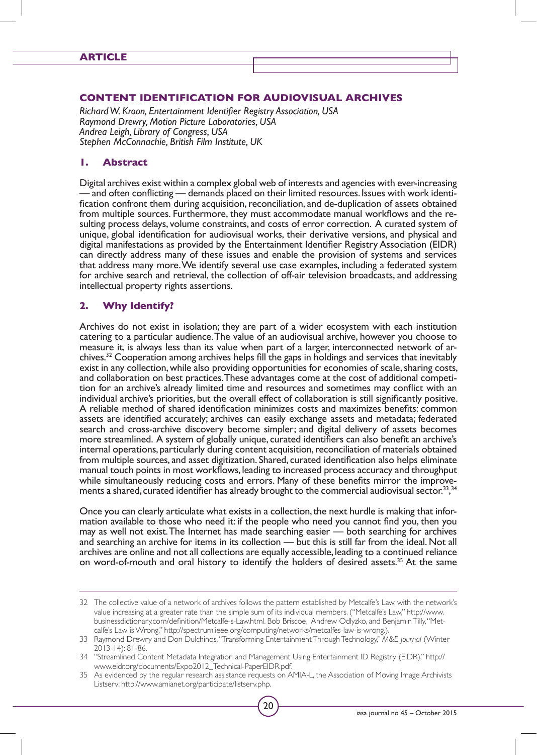# CONTENT IDENTIFICATION FOR AUDIOVISUAL ARCHIVES

*Richard W. Kroon, Entertainment Identifier Registry Association, USA*
*Raymond Drewry, Motion Picture Laboratories, USA*
*Andrea Leigh, Library of Congress, USA*
*Stephen McConnachie, British Film Institute, UK*

## 1. Abstract

Digital archives exist within a complex global web of interests and agencies with ever-increasing — and often conflicting — demands placed on their limited resources. Issues with work identification confront them during acquisition, reconciliation, and de-duplication of assets obtained from multiple sources. Furthermore, they must accommodate manual workflows and the resulting process delays, volume constraints, and costs of error correction. A curated system of unique, global identification for audiovisual works, their derivative versions, and physical and digital manifestations as provided by the Entertainment Identifier Registry Association (EIDR) can directly address many of these issues and enable the provision of systems and services that address many more. We identify several use case examples, including a federated system for archive search and retrieval, the collection of off-air television broadcasts, and addressing intellectual property rights assertions.

## 2. Why Identify?

Archives do not exist in isolation; they are part of a wider ecosystem with each institution catering to a particular audience. The value of an audiovisual archive, however you choose to measure it, is always less than its value when part of a larger, interconnected network of archives.[32] Cooperation among archives helps fill the gaps in holdings and services that inevitably exist in any collection, while also providing opportunities for economies of scale, sharing costs, and collaboration on best practices. These advantages come at the cost of additional competition for an archive's already limited time and resources and sometimes may conflict with an individual archive's priorities, but the overall effect of collaboration is still significantly positive. A reliable method of shared identification minimizes costs and maximizes benefits: common assets are identified accurately; archives can easily exchange assets and metadata; federated search and cross-archive discovery become simpler; and digital delivery of assets becomes more streamlined. A system of globally unique, curated identifiers can also benefit an archive's internal operations, particularly during content acquisition, reconciliation of materials obtained from multiple sources, and asset digitization. Shared, curated identification also helps eliminate manual touch points in most workflows, leading to increased process accuracy and throughput while simultaneously reducing costs and errors. Many of these benefits mirror the improvements a shared, curated identifier has already brought to the commercial audiovisual sector.[33,34]

Once you can clearly articulate what exists in a collection, the next hurdle is making that information available to those who need it: if the people who need you cannot find you, then you may as well not exist. The Internet has made searching easier — both searching for archives and searching an archive for items in its collection — but this is still far from the ideal. Not all archives are online and not all collections are equally accessible, leading to a continued reliance on word-of-mouth and oral history to identify the holders of desired assets.[35] At the same

---

32 The collective value of a network of archives follows the pattern established by Metcalfe's Law, with the network's value increasing at a greater rate than the simple sum of its individual members. ("Metcalfe's Law," http://www.businessdictionary.com/definition/Metcalfe-s-Law.html. Bob Briscoe, Andrew Odlyzko, and Benjamin Tilly, "Metcalfe's Law is Wrong," http://spectrum.ieee.org/computing/networks/metcalfes-law-is-wrong.).

33 Raymond Drewry and Don Dulchinos, "Transforming Entertainment Through Technology," *M&E Journal* (Winter 2013-14): 81-86.

34 "Streamlined Content Metadata Integration and Management Using Entertainment ID Registry (EIDR)," http://www.eidr.org/documents/Expo2012_Technical-PaperEIDR.pdf.

35 As evidenced by the regular research assistance requests on AMIA-L, the Association of Moving Image Archivists Listserv: http://www.amianet.org/participate/listserv.php.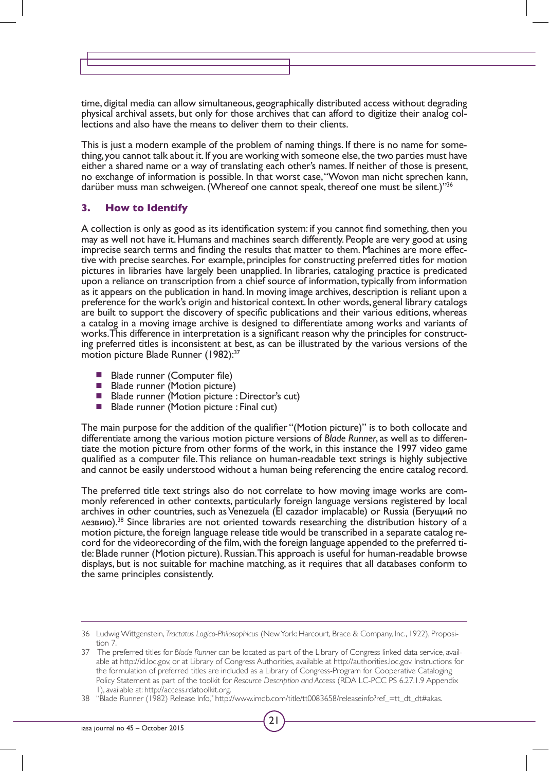time, digital media can allow simultaneous, geographically distributed access without degrading physical archival assets, but only for those archives that can afford to digitize their analog collections and also have the means to deliver them to their clients.

This is just a modern example of the problem of naming things. If there is no name for something, you cannot talk about it. If you are working with someone else, the two parties must have either a shared name or a way of translating each other's names. If neither of those is present, no exchange of information is possible. In that worst case, "Wovon man nicht sprechen kann, darüber muss man schweigen. (Whereof one cannot speak, thereof one must be silent.)"[36]

## 3. How to Identify

A collection is only as good as its identification system: if you cannot find something, then you may as well not have it. Humans and machines search differently. People are very good at using imprecise search terms and finding the results that matter to them. Machines are more effective with precise searches. For example, principles for constructing preferred titles for motion pictures in libraries have largely been unapplied. In libraries, cataloging practice is predicated upon a reliance on transcription from a chief source of information, typically from information as it appears on the publication in hand. In moving image archives, description is reliant upon a preference for the work's origin and historical context. In other words, general library catalogs are built to support the discovery of specific publications and their various editions, whereas a catalog in a moving image archive is designed to differentiate among works and variants of works. This difference in interpretation is a significant reason why the principles for constructing preferred titles is inconsistent at best, as can be illustrated by the various versions of the motion picture Blade Runner (1982):[37]

- Blade runner (Computer file)
- Blade runner (Motion picture)
- Blade runner (Motion picture : Director's cut)
- Blade runner (Motion picture : Final cut)

The main purpose for the addition of the qualifier "(Motion picture)" is to both collocate and differentiate among the various motion picture versions of *Blade Runner*, as well as to differentiate the motion picture from other forms of the work, in this instance the 1997 video game qualified as a computer file. This reliance on human-readable text strings is highly subjective and cannot be easily understood without a human being referencing the entire catalog record.

The preferred title text strings also do not correlate to how moving image works are commonly referenced in other contexts, particularly foreign language versions registered by local archives in other countries, such as Venezuela (El cazador implacable) or Russia (Бегущий по лезвию).[38] Since libraries are not oriented towards researching the distribution history of a motion picture, the foreign language release title would be transcribed in a separate catalog record for the videorecording of the film, with the foreign language appended to the preferred title: Blade runner (Motion picture). Russian. This approach is useful for human-readable browse displays, but is not suitable for machine matching, as it requires that all databases conform to the same principles consistently.

---

36 Ludwig Wittgenstein, *Tractatus Logico-Philosophicus* (New York: Harcourt, Brace & Company, Inc., 1922), Proposition 7.

37 The preferred titles for *Blade Runner* can be located as part of the Library of Congress linked data service, available at http://id.loc.gov, or at Library of Congress Authorities, available at http://authorities.loc.gov. Instructions for the formulation of preferred titles are included as a Library of Congress-Program for Cooperative Cataloging Policy Statement as part of the toolkit for *Resource Description and Access* (RDA LC-PCC PS 6.27.1.9 Appendix 1), available at: http://access.rdatoolkit.org.

38 "Blade Runner (1982) Release Info," http://www.imdb.com/title/tt0083658/releaseinfo?ref_=tt_dt_dt#akas.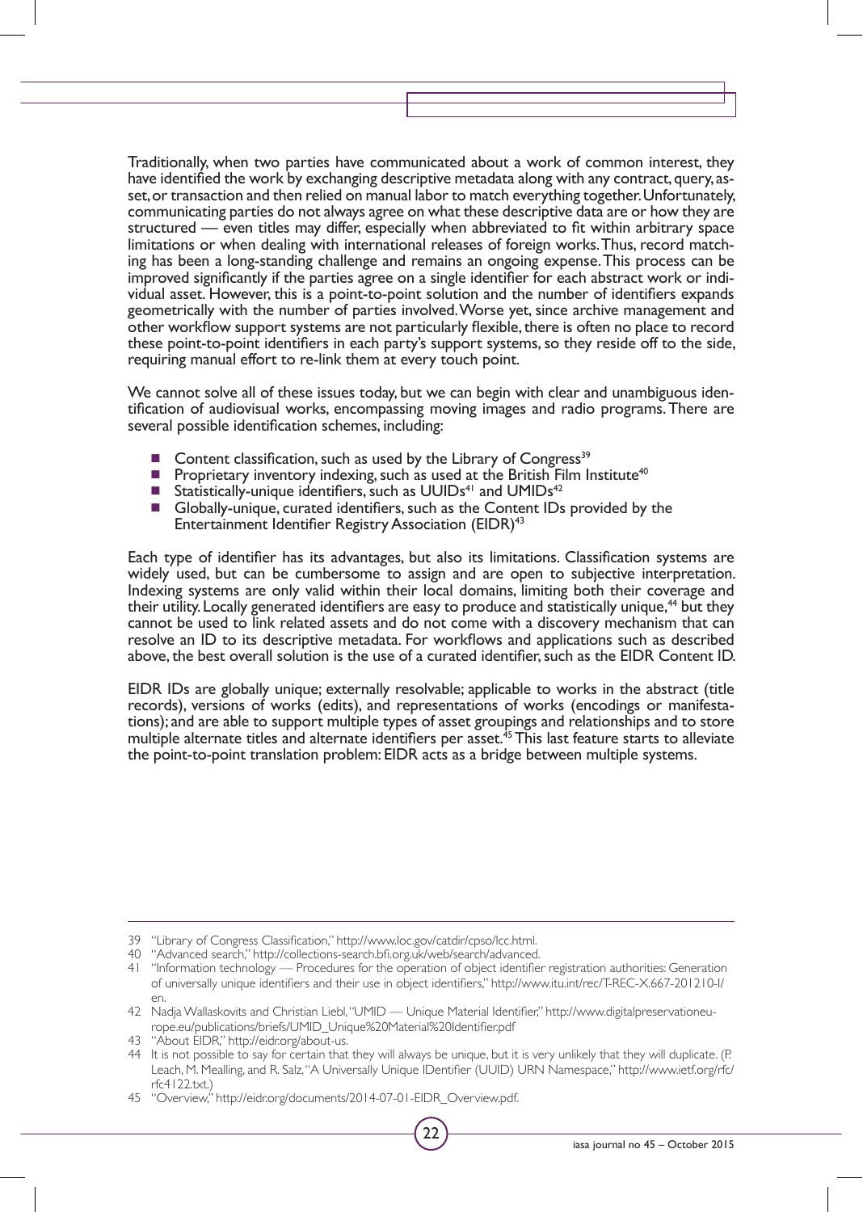Traditionally, when two parties have communicated about a work of common interest, they have identified the work by exchanging descriptive metadata along with any contract, query, asset, or transaction and then relied on manual labor to match everything together. Unfortunately, communicating parties do not always agree on what these descriptive data are or how they are structured — even titles may differ, especially when abbreviated to fit within arbitrary space limitations or when dealing with international releases of foreign works. Thus, record matching has been a long-standing challenge and remains an ongoing expense. This process can be improved significantly if the parties agree on a single identifier for each abstract work or individual asset. However, this is a point-to-point solution and the number of identifiers expands geometrically with the number of parties involved. Worse yet, since archive management and other workflow support systems are not particularly flexible, there is often no place to record these point-to-point identifiers in each party's support systems, so they reside off to the side, requiring manual effort to re-link them at every touch point.

We cannot solve all of these issues today, but we can begin with clear and unambiguous identification of audiovisual works, encompassing moving images and radio programs. There are several possible identification schemes, including:

- Content classification, such as used by the Library of Congress[39]
- Proprietary inventory indexing, such as used at the British Film Institute[40]
- Statistically-unique identifiers, such as UUIDs[41] and UMIDs[42]
- Globally-unique, curated identifiers, such as the Content IDs provided by the Entertainment Identifier Registry Association (EIDR)[43]

Each type of identifier has its advantages, but also its limitations. Classification systems are widely used, but can be cumbersome to assign and are open to subjective interpretation. Indexing systems are only valid within their local domains, limiting both their coverage and their utility. Locally generated identifiers are easy to produce and statistically unique,[44] but they cannot be used to link related assets and do not come with a discovery mechanism that can resolve an ID to its descriptive metadata. For workflows and applications such as described above, the best overall solution is the use of a curated identifier, such as the EIDR Content ID.

EIDR IDs are globally unique; externally resolvable; applicable to works in the abstract (title records), versions of works (edits), and representations of works (encodings or manifestations); and are able to support multiple types of asset groupings and relationships and to store multiple alternate titles and alternate identifiers per asset.[45] This last feature starts to alleviate the point-to-point translation problem: EIDR acts as a bridge between multiple systems.

---

39 "Library of Congress Classification," http://www.loc.gov/catdir/cpso/lcc.html.

40 "Advanced search," http://collections-search.bfi.org.uk/web/search/advanced.

41 "Information technology — Procedures for the operation of object identifier registration authorities: Generation of universally unique identifiers and their use in object identifiers," http://www.itu.int/rec/T-REC-X.667-201210-I/en.

42 Nadja Wallaskovits and Christian Liebl, "UMID — Unique Material Identifier," http://www.digitalpreservationeurope.eu/publications/briefs/UMID_Unique%20Material%20Identifier.pdf

43 "About EIDR," http://eidr.org/about-us.

44 It is not possible to say for certain that they will always be unique, but it is very unlikely that they will duplicate. (P. Leach, M. Mealling, and R. Salz, "A Universally Unique IDentifier (UUID) URN Namespace," http://www.ietf.org/rfc/rfc4122.txt.)

45 "Overview," http://eidr.org/documents/2014-07-01-EIDR_Overview.pdf.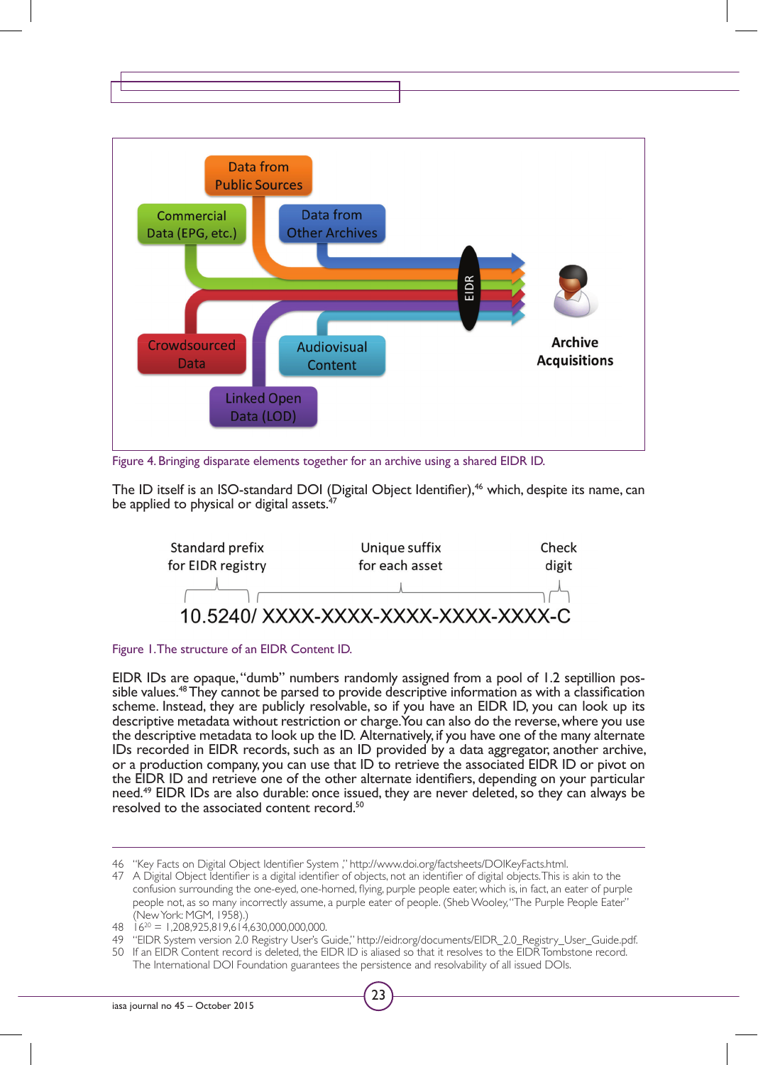Figure 4. Bringing disparate elements together for an archive using a shared EIDR ID.

The ID itself is an ISO-standard DOI (Digital Object Identifier),[46] which, despite its name, can be applied to physical or digital assets.[47]

| Standard prefix for EIDR registry | Unique suffix for each asset | Check digit |
|---|---|---|
| 10.5240/ | XXXX-XXXX-XXXX-XXXX-XXXX | -C |

Figure 1. The structure of an EIDR Content ID.

EIDR IDs are opaque, "dumb" numbers randomly assigned from a pool of 1.2 septillion possible values.[48] They cannot be parsed to provide descriptive information as with a classification scheme. Instead, they are publicly resolvable, so if you have an EIDR ID, you can look up its descriptive metadata without restriction or charge. You can also do the reverse, where you use the descriptive metadata to look up the ID. Alternatively, if you have one of the many alternate IDs recorded in EIDR records, such as an ID provided by a data aggregator, another archive, or a production company, you can use that ID to retrieve the associated EIDR ID or pivot on the EIDR ID and retrieve one of the other alternate identifiers, depending on your particular need.[49] EIDR IDs are also durable: once issued, they are never deleted, so they can always be resolved to the associated content record.[50]

---

46 "Key Facts on Digital Object Identifier System ," http://www.doi.org/factsheets/DOIKeyFacts.html.

47 A Digital Object Identifier is a digital identifier of objects, not an identifier of digital objects. This is akin to the confusion surrounding the one-eyed, one-horned, flying, purple people eater, which is, in fact, an eater of purple people not, as so many incorrectly assume, a purple eater of people. (Sheb Wooley, "The Purple People Eater" (New York: MGM, 1958).)

48 $16^{20}$ = 1,208,925,819,614,630,000,000,000.

49 "EIDR System version 2.0 Registry User's Guide," http://eidr.org/documents/EIDR_2.0_Registry_User_Guide.pdf.

50 If an EIDR Content record is deleted, the EIDR ID is aliased so that it resolves to the EIDR Tombstone record. The International DOI Foundation guarantees the persistence and resolvability of all issued DOIs.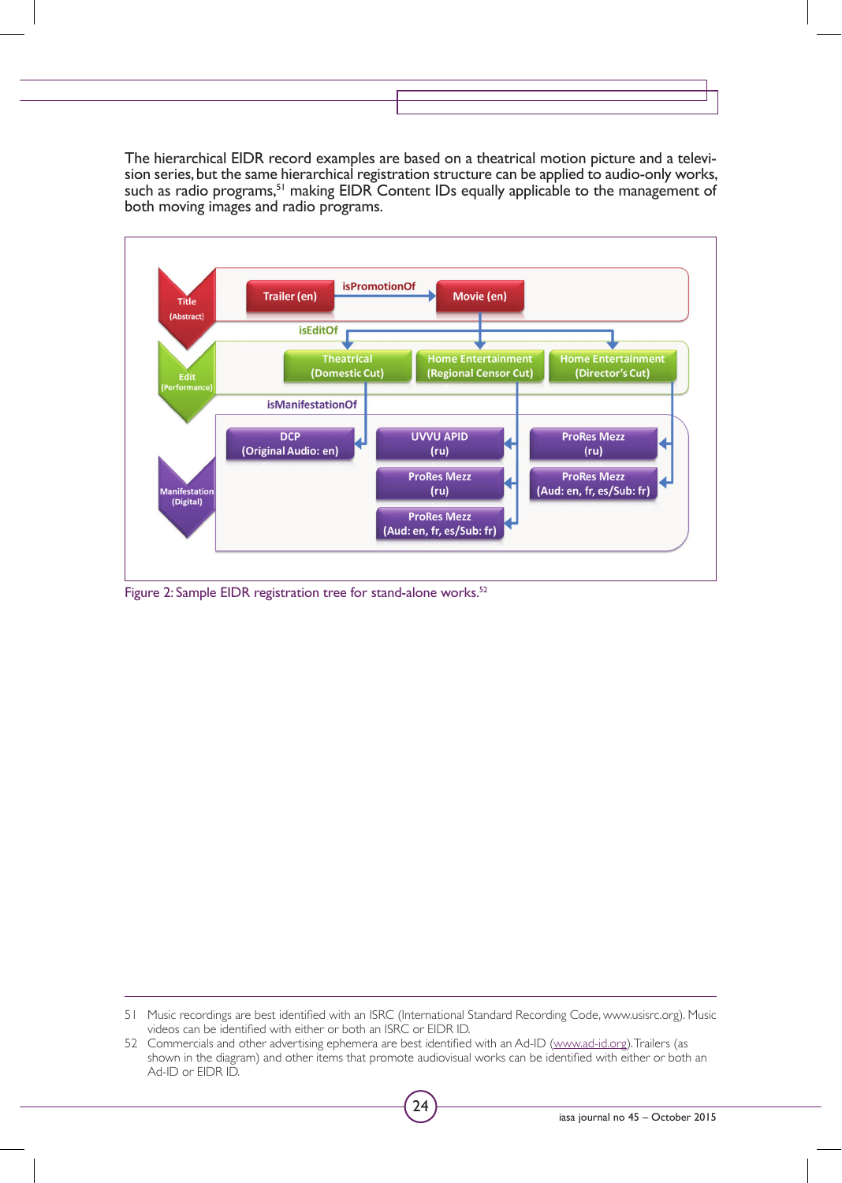The hierarchical EIDR record examples are based on a theatrical motion picture and a television series, but the same hierarchical registration structure can be applied to audio-only works, such as radio programs,[51] making EIDR Content IDs equally applicable to the management of both moving images and radio programs.

Figure 2: Sample EIDR registration tree for stand-alone works.[52]

---

51 Music recordings are best identified with an ISRC (International Standard Recording Code, www.usisrc.org). Music videos can be identified with either or both an ISRC or EIDR ID.

52 Commercials and other advertising ephemera are best identified with an Ad-ID (www.ad-id.org). Trailers (as shown in the diagram) and other items that promote audiovisual works can be identified with either or both an Ad-ID or EIDR ID.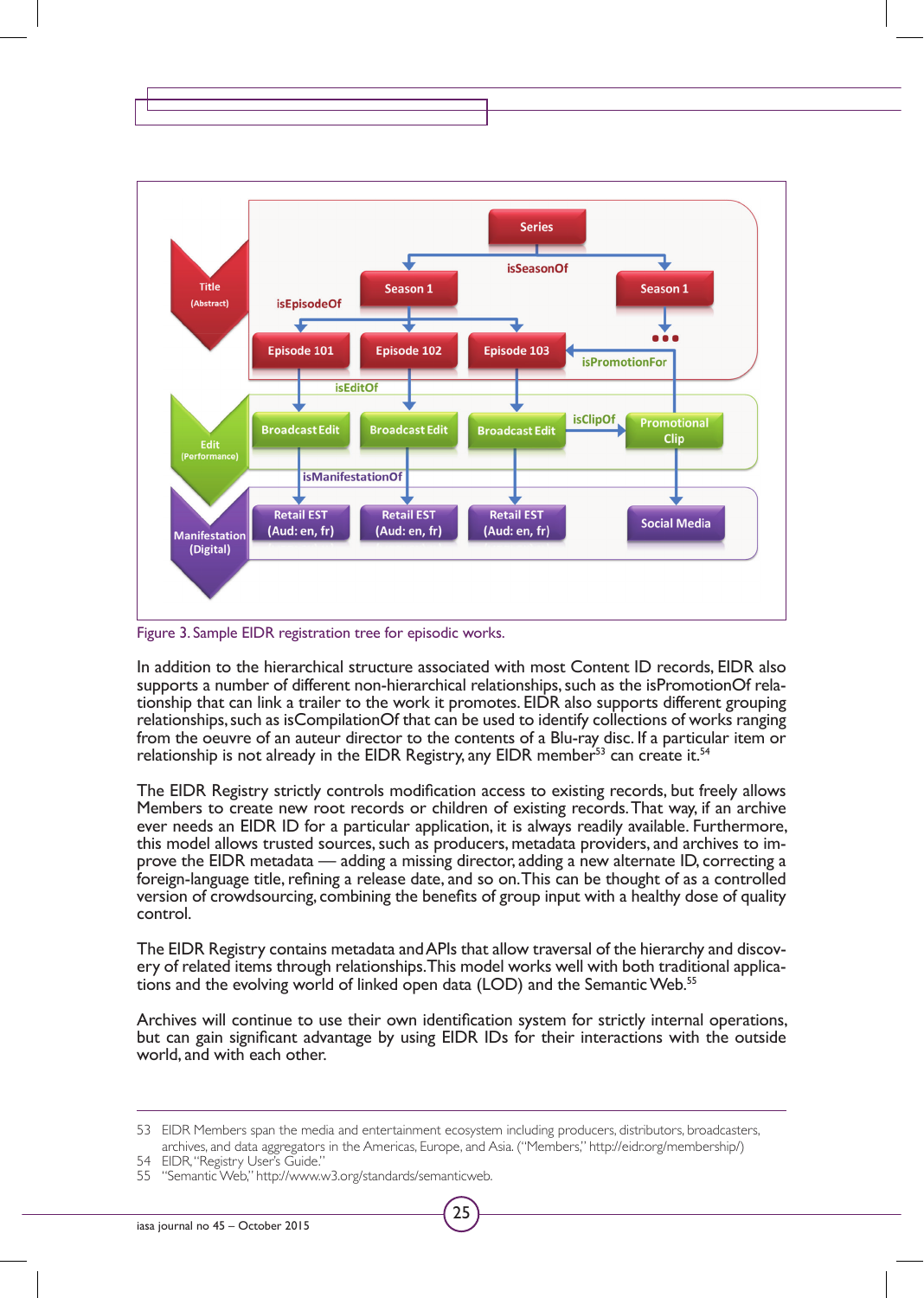Figure 3. Sample EIDR registration tree for episodic works.

In addition to the hierarchical structure associated with most Content ID records, EIDR also supports a number of different non-hierarchical relationships, such as the isPromotionOf relationship that can link a trailer to the work it promotes. EIDR also supports different grouping relationships, such as isCompilationOf that can be used to identify collections of works ranging from the oeuvre of an auteur director to the contents of a Blu-ray disc. If a particular item or relationship is not already in the EIDR Registry, any EIDR member[53] can create it.[54]

The EIDR Registry strictly controls modification access to existing records, but freely allows Members to create new root records or children of existing records. That way, if an archive ever needs an EIDR ID for a particular application, it is always readily available. Furthermore, this model allows trusted sources, such as producers, metadata providers, and archives to improve the EIDR metadata — adding a missing director, adding a new alternate ID, correcting a foreign-language title, refining a release date, and so on. This can be thought of as a controlled version of crowdsourcing, combining the benefits of group input with a healthy dose of quality control.

The EIDR Registry contains metadata and APIs that allow traversal of the hierarchy and discovery of related items through relationships. This model works well with both traditional applications and the evolving world of linked open data (LOD) and the Semantic Web.[55]

Archives will continue to use their own identification system for strictly internal operations, but can gain significant advantage by using EIDR IDs for their interactions with the outside world, and with each other.

---

53 EIDR Members span the media and entertainment ecosystem including producers, distributors, broadcasters, archives, and data aggregators in the Americas, Europe, and Asia. ("Members," http://eidr.org/membership/)

54 EIDR, "Registry User's Guide."

55 "Semantic Web," http://www.w3.org/standards/semanticweb.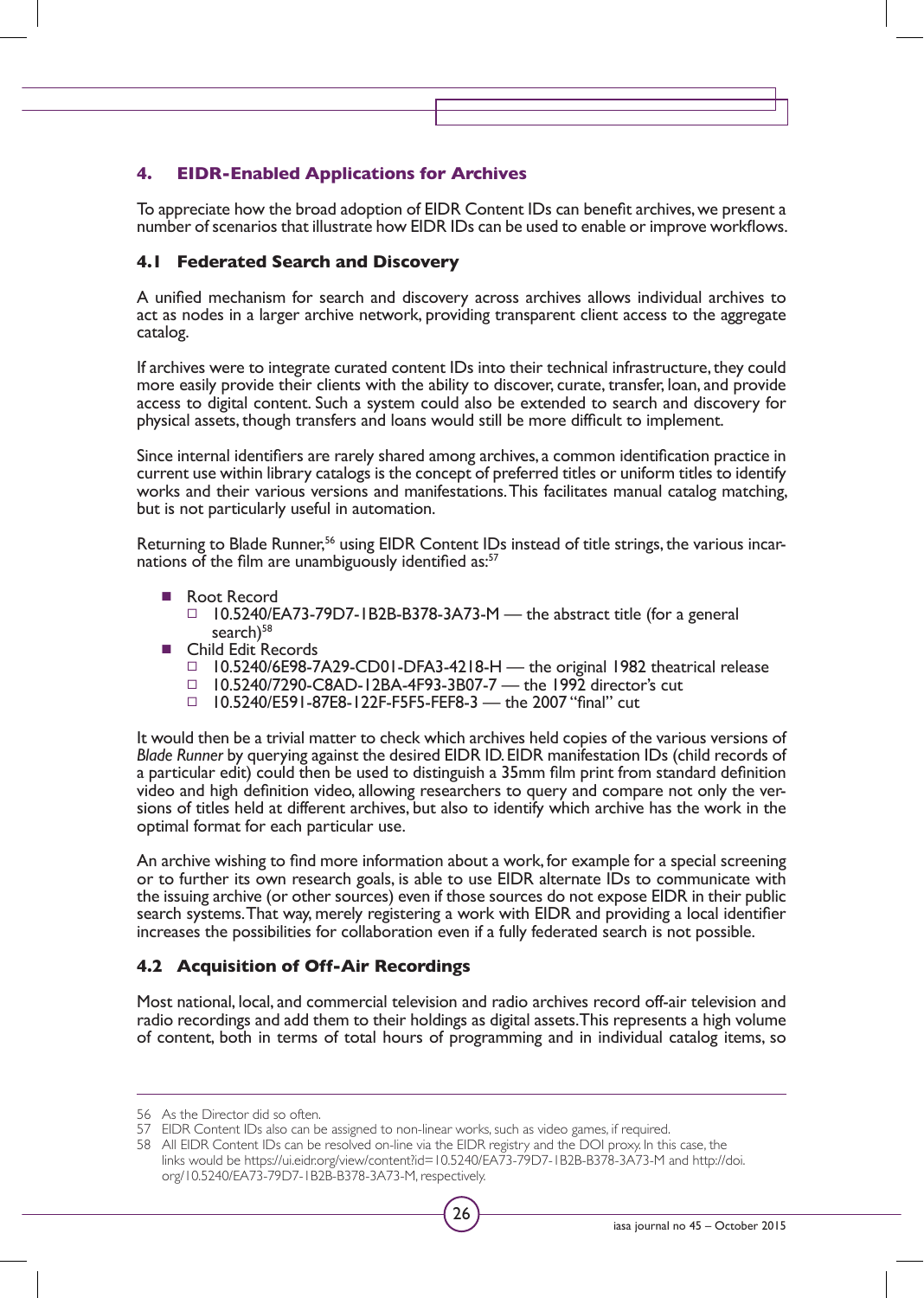## 4. EIDR-Enabled Applications for Archives

To appreciate how the broad adoption of EIDR Content IDs can benefit archives, we present a number of scenarios that illustrate how EIDR IDs can be used to enable or improve workflows.

### 4.1 Federated Search and Discovery

A unified mechanism for search and discovery across archives allows individual archives to act as nodes in a larger archive network, providing transparent client access to the aggregate catalog.

If archives were to integrate curated content IDs into their technical infrastructure, they could more easily provide their clients with the ability to discover, curate, transfer, loan, and provide access to digital content. Such a system could also be extended to search and discovery for physical assets, though transfers and loans would still be more difficult to implement.

Since internal identifiers are rarely shared among archives, a common identification practice in current use within library catalogs is the concept of preferred titles or uniform titles to identify works and their various versions and manifestations. This facilitates manual catalog matching, but is not particularly useful in automation.

Returning to Blade Runner,[56] using EIDR Content IDs instead of title strings, the various incarnations of the film are unambiguously identified as:[57]

- Root Record
  - 10.5240/EA73-79D7-1B2B-B378-3A73-M — the abstract title (for a general search)[58]
- Child Edit Records
  - 10.5240/6E98-7A29-CD01-DFA3-4218-H — the original 1982 theatrical release
  - 10.5240/7290-C8AD-12BA-4F93-3B07-7 — the 1992 director's cut
  - 10.5240/E591-87E8-122F-F5F5-FEF8-3 — the 2007 "final" cut

It would then be a trivial matter to check which archives held copies of the various versions of *Blade Runner* by querying against the desired EIDR ID. EIDR manifestation IDs (child records of a particular edit) could then be used to distinguish a 35mm film print from standard definition video and high definition video, allowing researchers to query and compare not only the versions of titles held at different archives, but also to identify which archive has the work in the optimal format for each particular use.

An archive wishing to find more information about a work, for example for a special screening or to further its own research goals, is able to use EIDR alternate IDs to communicate with the issuing archive (or other sources) even if those sources do not expose EIDR in their public search systems. That way, merely registering a work with EIDR and providing a local identifier increases the possibilities for collaboration even if a fully federated search is not possible.

### 4.2 Acquisition of Off-Air Recordings

Most national, local, and commercial television and radio archives record off-air television and radio recordings and add them to their holdings as digital assets. This represents a high volume of content, both in terms of total hours of programming and in individual catalog items, so

---

56 As the Director did so often.

57 EIDR Content IDs also can be assigned to non-linear works, such as video games, if required.

58 All EIDR Content IDs can be resolved on-line via the EIDR registry and the DOI proxy. In this case, the links would be https://ui.eidr.org/view/content?id=10.5240/EA73-79D7-1B2B-B378-3A73-M and http://doi.org/10.5240/EA73-79D7-1B2B-B378-3A73-M, respectively.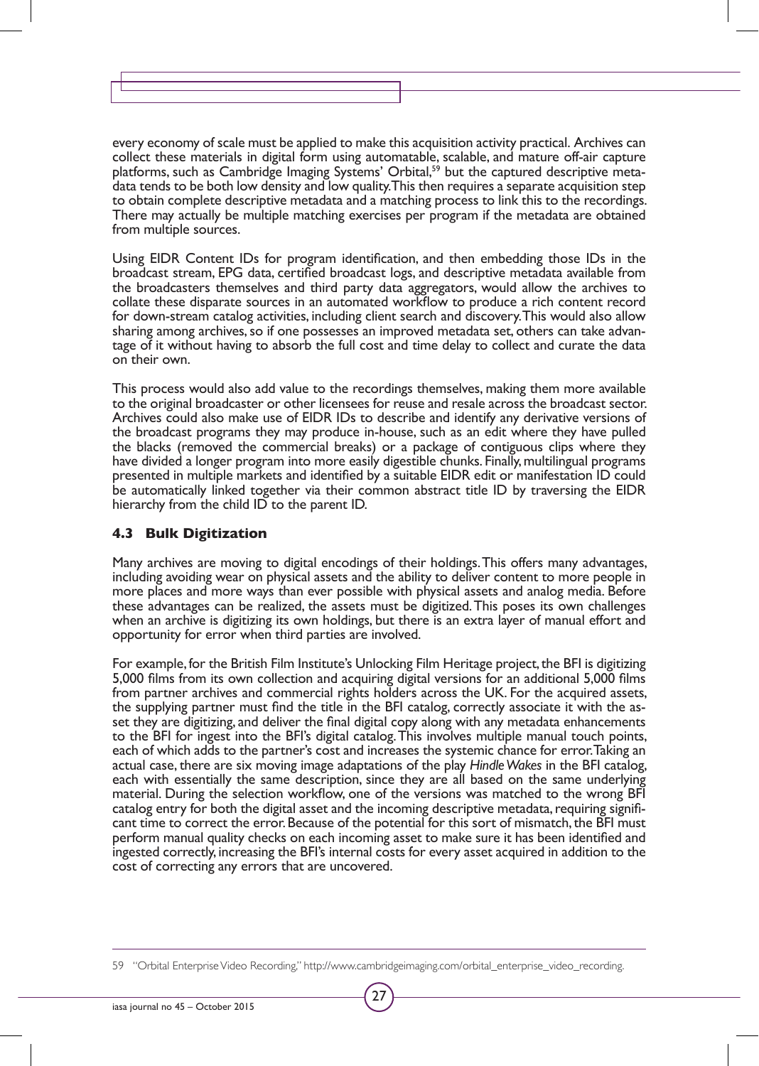every economy of scale must be applied to make this acquisition activity practical. Archives can collect these materials in digital form using automatable, scalable, and mature off-air capture platforms, such as Cambridge Imaging Systems' Orbital,[59] but the captured descriptive metadata tends to be both low density and low quality. This then requires a separate acquisition step to obtain complete descriptive metadata and a matching process to link this to the recordings. There may actually be multiple matching exercises per program if the metadata are obtained from multiple sources.

Using EIDR Content IDs for program identification, and then embedding those IDs in the broadcast stream, EPG data, certified broadcast logs, and descriptive metadata available from the broadcasters themselves and third party data aggregators, would allow the archives to collate these disparate sources in an automated workflow to produce a rich content record for down-stream catalog activities, including client search and discovery. This would also allow sharing among archives, so if one possesses an improved metadata set, others can take advantage of it without having to absorb the full cost and time delay to collect and curate the data on their own.

This process would also add value to the recordings themselves, making them more available to the original broadcaster or other licensees for reuse and resale across the broadcast sector. Archives could also make use of EIDR IDs to describe and identify any derivative versions of the broadcast programs they may produce in-house, such as an edit where they have pulled the blacks (removed the commercial breaks) or a package of contiguous clips where they have divided a longer program into more easily digestible chunks. Finally, multilingual programs presented in multiple markets and identified by a suitable EIDR edit or manifestation ID could be automatically linked together via their common abstract title ID by traversing the EIDR hierarchy from the child ID to the parent ID.

### 4.3 Bulk Digitization

Many archives are moving to digital encodings of their holdings. This offers many advantages, including avoiding wear on physical assets and the ability to deliver content to more people in more places and more ways than ever possible with physical assets and analog media. Before these advantages can be realized, the assets must be digitized. This poses its own challenges when an archive is digitizing its own holdings, but there is an extra layer of manual effort and opportunity for error when third parties are involved.

For example, for the British Film Institute's Unlocking Film Heritage project, the BFI is digitizing 5,000 films from its own collection and acquiring digital versions for an additional 5,000 films from partner archives and commercial rights holders across the UK. For the acquired assets, the supplying partner must find the title in the BFI catalog, correctly associate it with the asset they are digitizing, and deliver the final digital copy along with any metadata enhancements to the BFI for ingest into the BFI's digital catalog. This involves multiple manual touch points, each of which adds to the partner's cost and increases the systemic chance for error. Taking an actual case, there are six moving image adaptations of the play *Hindle Wakes* in the BFI catalog, each with essentially the same description, since they are all based on the same underlying material. During the selection workflow, one of the versions was matched to the wrong BFI catalog entry for both the digital asset and the incoming descriptive metadata, requiring significant time to correct the error. Because of the potential for this sort of mismatch, the BFI must perform manual quality checks on each incoming asset to make sure it has been identified and ingested correctly, increasing the BFI's internal costs for every asset acquired in addition to the cost of correcting any errors that are uncovered.

---

59 "Orbital Enterprise Video Recording," http://www.cambridgeimaging.com/orbital_enterprise_video_recording.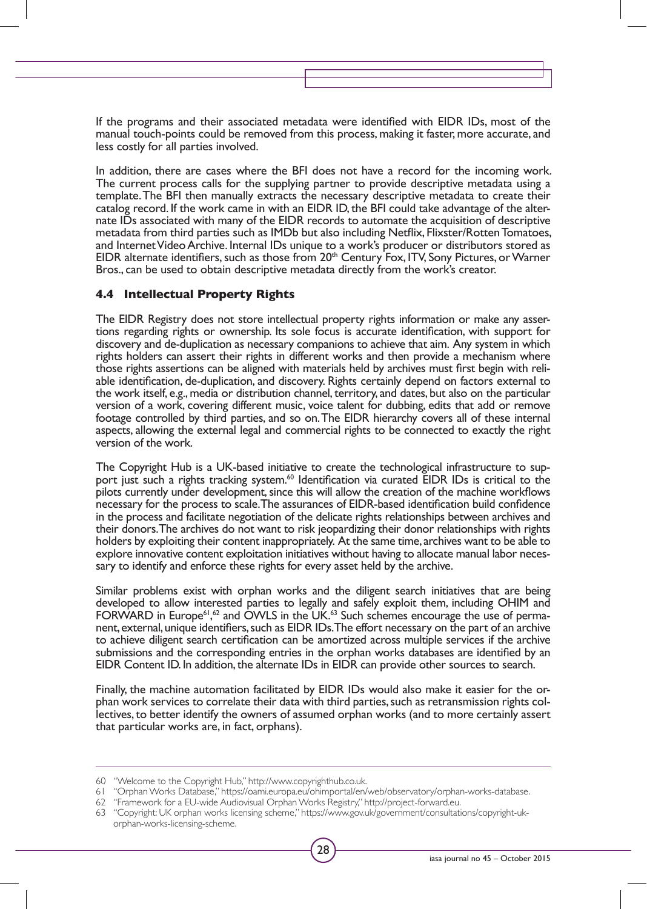If the programs and their associated metadata were identified with EIDR IDs, most of the manual touch-points could be removed from this process, making it faster, more accurate, and less costly for all parties involved.

In addition, there are cases where the BFI does not have a record for the incoming work. The current process calls for the supplying partner to provide descriptive metadata using a template. The BFI then manually extracts the necessary descriptive metadata to create their catalog record. If the work came in with an EIDR ID, the BFI could take advantage of the alternate IDs associated with many of the EIDR records to automate the acquisition of descriptive metadata from third parties such as IMDb but also including Netflix, Flixster/Rotten Tomatoes, and Internet Video Archive. Internal IDs unique to a work's producer or distributors stored as EIDR alternate identifiers, such as those from 20th Century Fox, ITV, Sony Pictures, or Warner Bros., can be used to obtain descriptive metadata directly from the work's creator.

### 4.4 Intellectual Property Rights

The EIDR Registry does not store intellectual property rights information or make any assertions regarding rights or ownership. Its sole focus is accurate identification, with support for discovery and de-duplication as necessary companions to achieve that aim. Any system in which rights holders can assert their rights in different works and then provide a mechanism where those rights assertions can be aligned with materials held by archives must first begin with reliable identification, de-duplication, and discovery. Rights certainly depend on factors external to the work itself, e.g., media or distribution channel, territory, and dates, but also on the particular version of a work, covering different music, voice talent for dubbing, edits that add or remove footage controlled by third parties, and so on. The EIDR hierarchy covers all of these internal aspects, allowing the external legal and commercial rights to be connected to exactly the right version of the work.

The Copyright Hub is a UK-based initiative to create the technological infrastructure to support just such a rights tracking system.[60] Identification via curated EIDR IDs is critical to the pilots currently under development, since this will allow the creation of the machine workflows necessary for the process to scale. The assurances of EIDR-based identification build confidence in the process and facilitate negotiation of the delicate rights relationships between archives and their donors. The archives do not want to risk jeopardizing their donor relationships with rights holders by exploiting their content inappropriately. At the same time, archives want to be able to explore innovative content exploitation initiatives without having to allocate manual labor necessary to identify and enforce these rights for every asset held by the archive.

Similar problems exist with orphan works and the diligent search initiatives that are being developed to allow interested parties to legally and safely exploit them, including OHIM and FORWARD in Europe[61],[62] and OWLS in the UK.[63] Such schemes encourage the use of permanent, external, unique identifiers, such as EIDR IDs. The effort necessary on the part of an archive to achieve diligent search certification can be amortized across multiple services if the archive submissions and the corresponding entries in the orphan works databases are identified by an EIDR Content ID. In addition, the alternate IDs in EIDR can provide other sources to search.

Finally, the machine automation facilitated by EIDR IDs would also make it easier for the orphan work services to correlate their data with third parties, such as retransmission rights collectives, to better identify the owners of assumed orphan works (and to more certainly assert that particular works are, in fact, orphans).

---

60 "Welcome to the Copyright Hub," http://www.copyrighthub.co.uk.

61 "Orphan Works Database," https://oami.europa.eu/ohimportal/en/web/observatory/orphan-works-database.

62 "Framework for a EU-wide Audiovisual Orphan Works Registry," http://project-forward.eu.

63 "Copyright: UK orphan works licensing scheme," https://www.gov.uk/government/consultations/copyright-uk-orphan-works-licensing-scheme.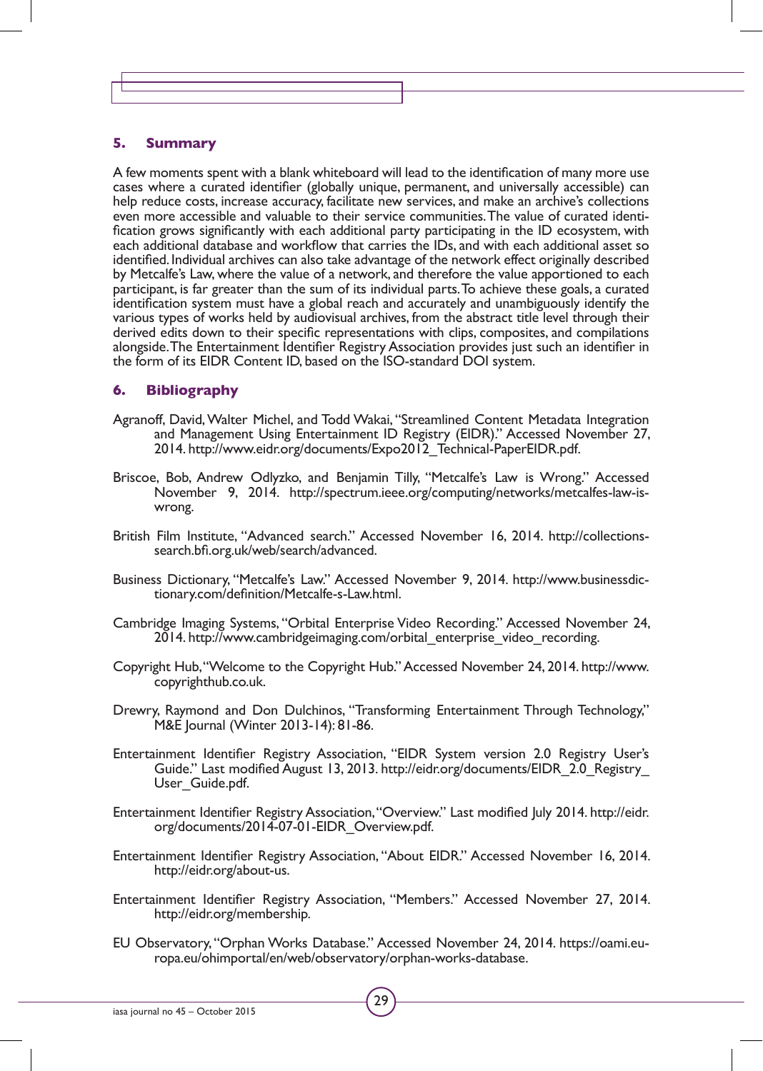## 5. Summary

A few moments spent with a blank whiteboard will lead to the identification of many more use cases where a curated identifier (globally unique, permanent, and universally accessible) can help reduce costs, increase accuracy, facilitate new services, and make an archive's collections even more accessible and valuable to their service communities. The value of curated identification grows significantly with each additional party participating in the ID ecosystem, with each additional database and workflow that carries the IDs, and with each additional asset so identified. Individual archives can also take advantage of the network effect originally described by Metcalfe's Law, where the value of a network, and therefore the value apportioned to each participant, is far greater than the sum of its individual parts. To achieve these goals, a curated identification system must have a global reach and accurately and unambiguously identify the various types of works held by audiovisual archives, from the abstract title level through their derived edits down to their specific representations with clips, composites, and compilations alongside. The Entertainment Identifier Registry Association provides just such an identifier in the form of its EIDR Content ID, based on the ISO-standard DOI system.

## 6. Bibliography

Agranoff, David, Walter Michel, and Todd Wakai, "Streamlined Content Metadata Integration and Management Using Entertainment ID Registry (EIDR)." Accessed November 27, 2014. http://www.eidr.org/documents/Expo2012_Technical-PaperEIDR.pdf.

Briscoe, Bob, Andrew Odlyzko, and Benjamin Tilly, "Metcalfe's Law is Wrong." Accessed November 9, 2014. http://spectrum.ieee.org/computing/networks/metcalfes-law-is-wrong.

British Film Institute, "Advanced search." Accessed November 16, 2014. http://collections-search.bfi.org.uk/web/search/advanced.

Business Dictionary, "Metcalfe's Law." Accessed November 9, 2014. http://www.businessdictionary.com/definition/Metcalfe-s-Law.html.

Cambridge Imaging Systems, "Orbital Enterprise Video Recording." Accessed November 24, 2014. http://www.cambridgeimaging.com/orbital_enterprise_video_recording.

Copyright Hub, "Welcome to the Copyright Hub." Accessed November 24, 2014. http://www.copyrighthub.co.uk.

Drewry, Raymond and Don Dulchinos, "Transforming Entertainment Through Technology," M&E Journal (Winter 2013-14): 81-86.

Entertainment Identifier Registry Association, "EIDR System version 2.0 Registry User's Guide." Last modified August 13, 2013. http://eidr.org/documents/EIDR_2.0_Registry_User_Guide.pdf.

Entertainment Identifier Registry Association, "Overview." Last modified July 2014. http://eidr.org/documents/2014-07-01-EIDR_Overview.pdf.

Entertainment Identifier Registry Association, "About EIDR." Accessed November 16, 2014. http://eidr.org/about-us.

Entertainment Identifier Registry Association, "Members." Accessed November 27, 2014. http://eidr.org/membership.

EU Observatory, "Orphan Works Database." Accessed November 24, 2014. https://oami.europa.eu/ohimportal/en/web/observatory/orphan-works-database.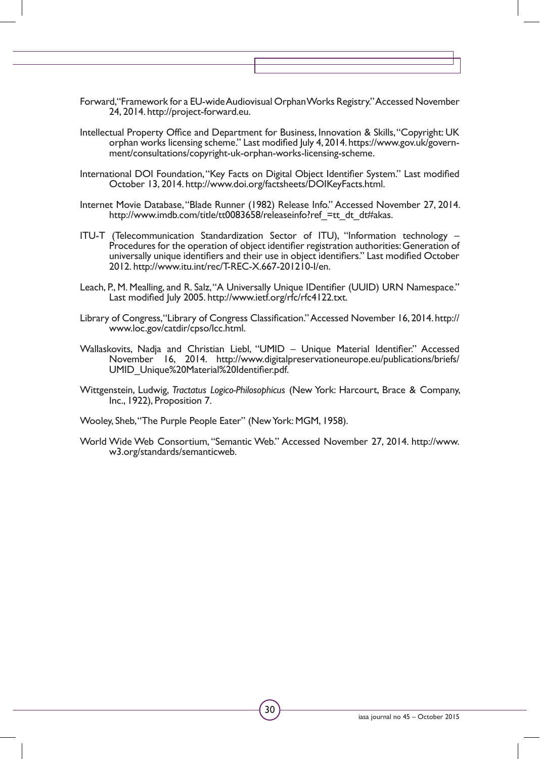Forward, "Framework for a EU-wide Audiovisual Orphan Works Registry." Accessed November 24, 2014. http://project-forward.eu.

Intellectual Property Office and Department for Business, Innovation & Skills, "Copyright: UK orphan works licensing scheme." Last modified July 4, 2014. https://www.gov.uk/government/consultations/copyright-uk-orphan-works-licensing-scheme.

International DOI Foundation, "Key Facts on Digital Object Identifier System." Last modified October 13, 2014. http://www.doi.org/factsheets/DOIKeyFacts.html.

Internet Movie Database, "Blade Runner (1982) Release Info." Accessed November 27, 2014. http://www.imdb.com/title/tt0083658/releaseinfo?ref_=tt_dt_dt#akas.

ITU-T (Telecommunication Standardization Sector of ITU), "Information technology – Procedures for the operation of object identifier registration authorities: Generation of universally unique identifiers and their use in object identifiers." Last modified October 2012. http://www.itu.int/rec/T-REC-X.667-201210-I/en.

Leach, P., M. Mealling, and R. Salz, "A Universally Unique IDentifier (UUID) URN Namespace." Last modified July 2005. http://www.ietf.org/rfc/rfc4122.txt.

Library of Congress, "Library of Congress Classification." Accessed November 16, 2014. http://www.loc.gov/catdir/cpso/lcc.html.

Wallaskovits, Nadja and Christian Liebl, "UMID – Unique Material Identifier." Accessed November 16, 2014. http://www.digitalpreservationeurope.eu/publications/briefs/UMID_Unique%20Material%20Identifier.pdf.

Wittgenstein, Ludwig, *Tractatus Logico-Philosophicus* (New York: Harcourt, Brace & Company, Inc., 1922), Proposition 7.

Wooley, Sheb, "The Purple People Eater" (New York: MGM, 1958).

World Wide Web Consortium, "Semantic Web." Accessed November 27, 2014. http://www.w3.org/standards/semanticweb.